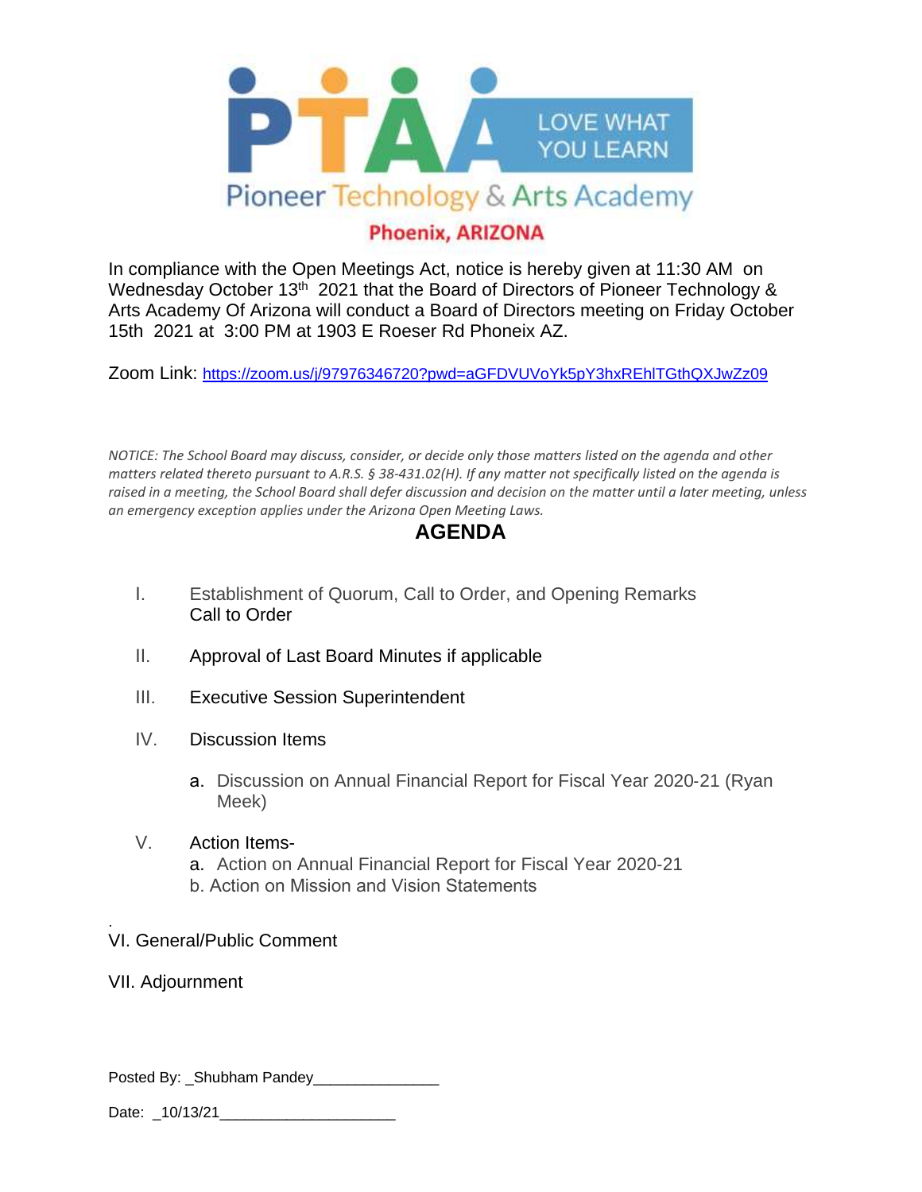PTAA LOVE WHAT YOU LEARN

Pioneer Technology & Arts Academy

**Phoenix, ARIZONA**

In compliance with the Open Meetings Act, notice is hereby given at 11:30 AM on Wednesday October 13th 2021 that the Board of Directors of Pioneer Technology & Arts Academy Of Arizona will conduct a Board of Directors meeting on Friday October 15th 2021 at 3:00 PM at 1903 E Roeser Rd Phoneix AZ.

Zoom Link: https://zoom.us/j/97976346720?pwd=aGFDVUVoYk5pY3hxREhlTGthQXJwZz09

*NOTICE: The School Board may discuss, consider, or decide only those matters listed on the agenda and other matters related thereto pursuant to A.R.S. § 38-431.02(H). If any matter not specifically listed on the agenda is raised in a meeting, the School Board shall defer discussion and decision on the matter until a later meeting, unless an emergency exception applies under the Arizona Open Meeting Laws.*

## AGENDA

I. Establishment of Quorum, Call to Order, and Opening Remarks
Call to Order

II. Approval of Last Board Minutes if applicable

III. Executive Session Superintendent

IV. Discussion Items

a. Discussion on Annual Financial Report for Fiscal Year 2020-21 (Ryan Meek)

V. Action Items-

a. Action on Annual Financial Report for Fiscal Year 2020-21

b. Action on Mission and Vision Statements

.

VI. General/Public Comment

VII. Adjournment

Posted By: _Shubham Pandey_______________

Date: _10/13/21______________________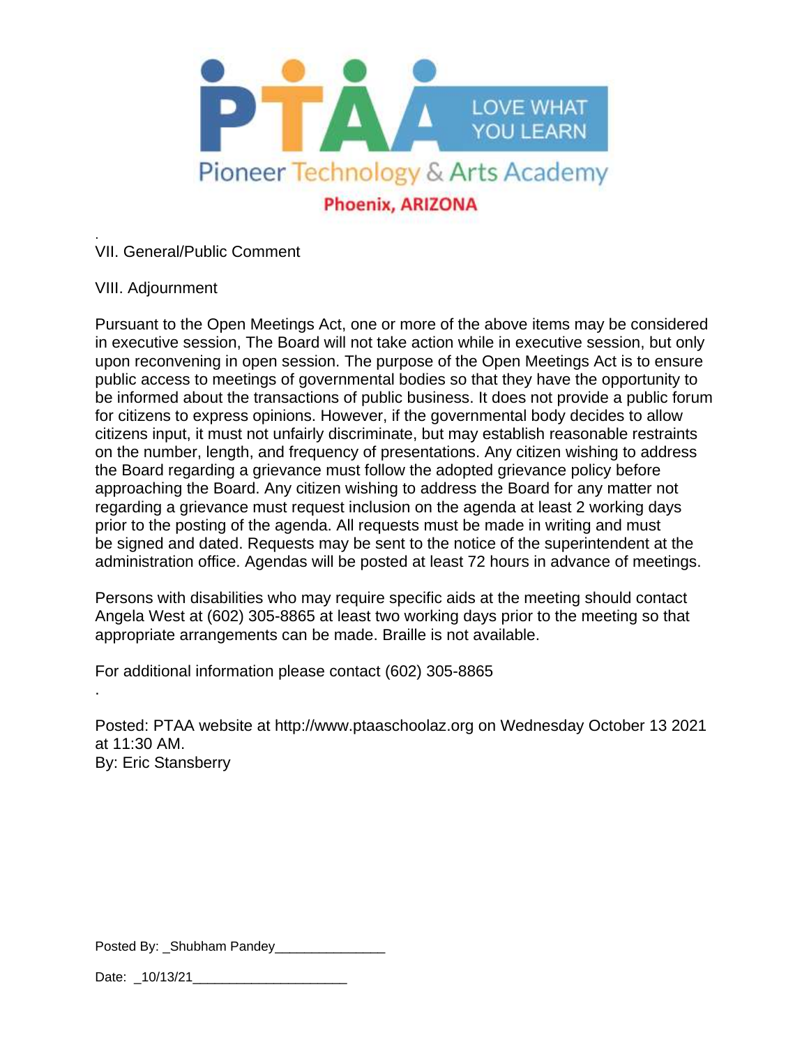PTAA LOVE WHAT YOU LEARN

Pioneer Technology & Arts Academy

Phoenix, ARIZONA

.

VII. General/Public Comment

VIII. Adjournment

Pursuant to the Open Meetings Act, one or more of the above items may be considered in executive session, The Board will not take action while in executive session, but only upon reconvening in open session. The purpose of the Open Meetings Act is to ensure public access to meetings of governmental bodies so that they have the opportunity to be informed about the transactions of public business. It does not provide a public forum for citizens to express opinions. However, if the governmental body decides to allow citizens input, it must not unfairly discriminate, but may establish reasonable restraints on the number, length, and frequency of presentations. Any citizen wishing to address the Board regarding a grievance must follow the adopted grievance policy before approaching the Board. Any citizen wishing to address the Board for any matter not regarding a grievance must request inclusion on the agenda at least 2 working days prior to the posting of the agenda. All requests must be made in writing and must be signed and dated. Requests may be sent to the notice of the superintendent at the administration office. Agendas will be posted at least 72 hours in advance of meetings.

Persons with disabilities who may require specific aids at the meeting should contact Angela West at (602) 305-8865 at least two working days prior to the meeting so that appropriate arrangements can be made. Braille is not available.

For additional information please contact (602) 305-8865

.

Posted: PTAA website at http://www.ptaaschoolaz.org on Wednesday October 13 2021 at 11:30 AM.
By: Eric Stansberry

Posted By: _Shubham Pandey_______________

Date: _10/13/21_____________________